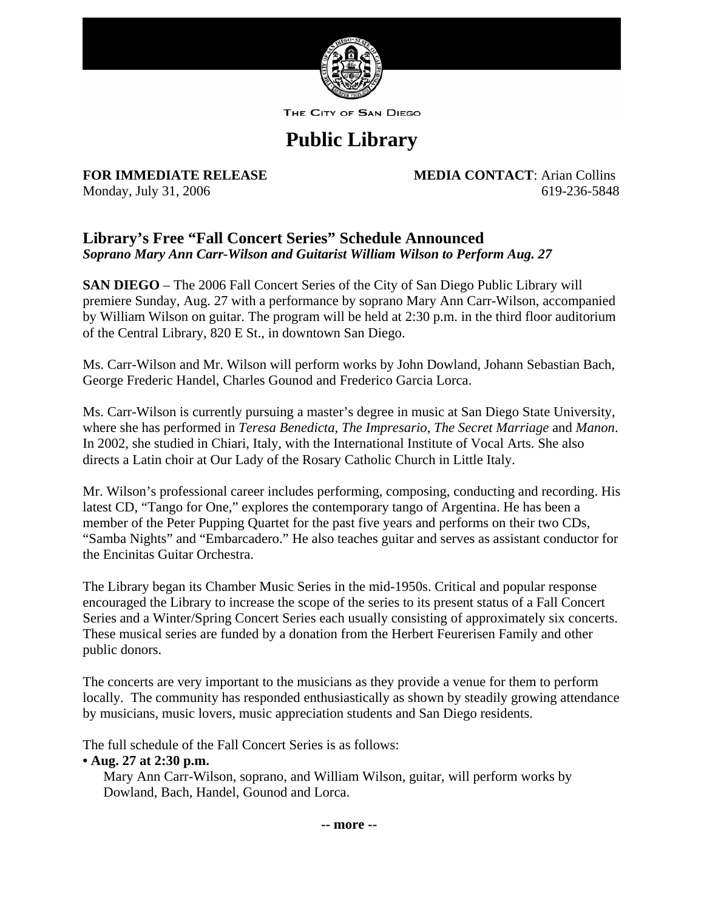THE CITY OF SAN DIEGO

# Public Library

**FOR IMMEDIATE RELEASE**
Monday, July 31, 2006

**MEDIA CONTACT**: Arian Collins
619-236-5848

## Library's Free "Fall Concert Series" Schedule Announced

***Soprano Mary Ann Carr-Wilson and Guitarist William Wilson to Perform Aug. 27***

**SAN DIEGO** – The 2006 Fall Concert Series of the City of San Diego Public Library will premiere Sunday, Aug. 27 with a performance by soprano Mary Ann Carr-Wilson, accompanied by William Wilson on guitar. The program will be held at 2:30 p.m. in the third floor auditorium of the Central Library, 820 E St., in downtown San Diego.

Ms. Carr-Wilson and Mr. Wilson will perform works by John Dowland, Johann Sebastian Bach, George Frederic Handel, Charles Gounod and Frederico Garcia Lorca.

Ms. Carr-Wilson is currently pursuing a master's degree in music at San Diego State University, where she has performed in *Teresa Benedicta*, *The Impresario*, *The Secret Marriage* and *Manon*. In 2002, she studied in Chiari, Italy, with the International Institute of Vocal Arts. She also directs a Latin choir at Our Lady of the Rosary Catholic Church in Little Italy.

Mr. Wilson's professional career includes performing, composing, conducting and recording. His latest CD, "Tango for One," explores the contemporary tango of Argentina. He has been a member of the Peter Pupping Quartet for the past five years and performs on their two CDs, "Samba Nights" and "Embarcadero." He also teaches guitar and serves as assistant conductor for the Encinitas Guitar Orchestra.

The Library began its Chamber Music Series in the mid-1950s. Critical and popular response encouraged the Library to increase the scope of the series to its present status of a Fall Concert Series and a Winter/Spring Concert Series each usually consisting of approximately six concerts. These musical series are funded by a donation from the Herbert Feurerisen Family and other public donors.

The concerts are very important to the musicians as they provide a venue for them to perform locally. The community has responded enthusiastically as shown by steadily growing attendance by musicians, music lovers, music appreciation students and San Diego residents.

The full schedule of the Fall Concert Series is as follows:

- **Aug. 27 at 2:30 p.m.**
  Mary Ann Carr-Wilson, soprano, and William Wilson, guitar, will perform works by Dowland, Bach, Handel, Gounod and Lorca.

**-- more --**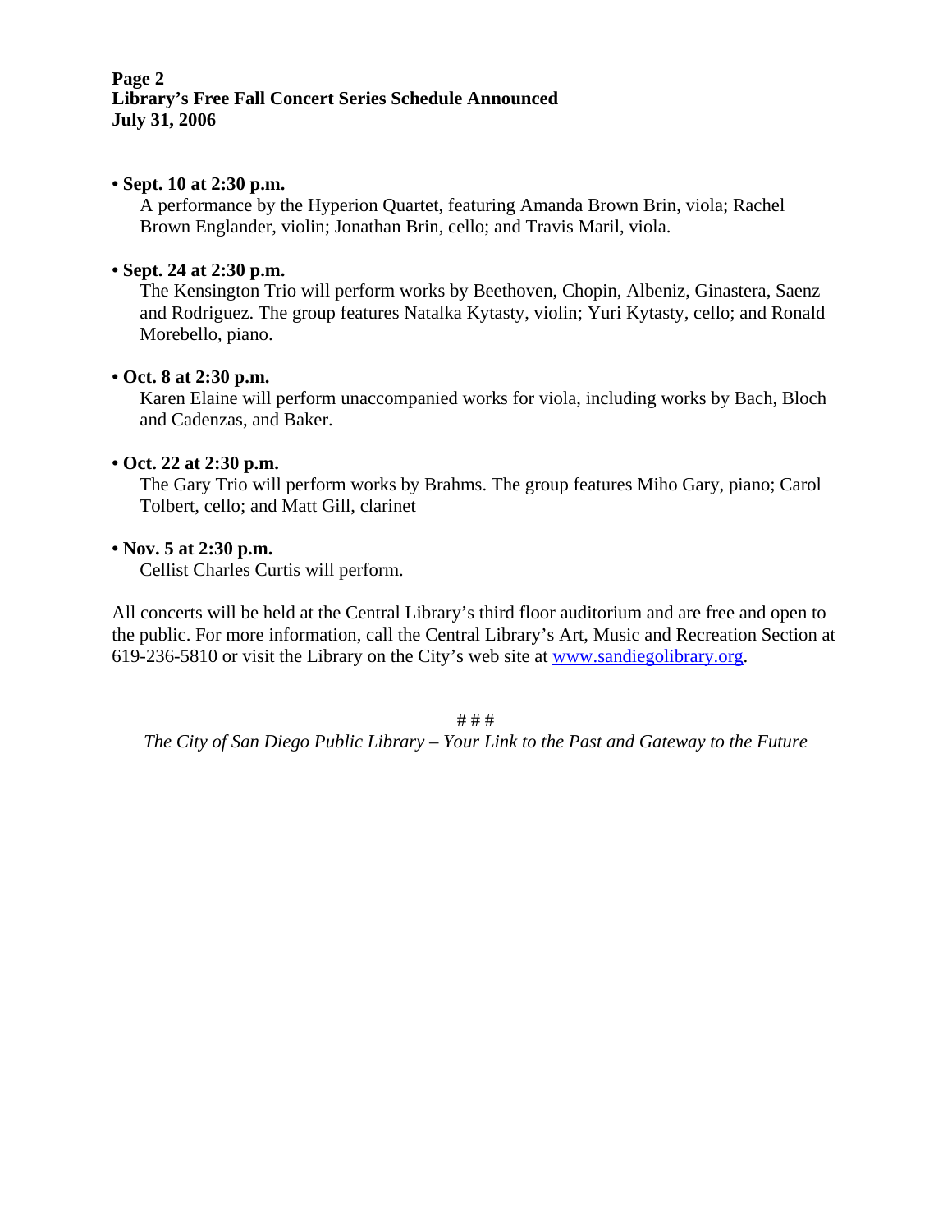- **Sept. 10 at 2:30 p.m.**
  A performance by the Hyperion Quartet, featuring Amanda Brown Brin, viola; Rachel Brown Englander, violin; Jonathan Brin, cello; and Travis Maril, viola.

- **Sept. 24 at 2:30 p.m.**
  The Kensington Trio will perform works by Beethoven, Chopin, Albeniz, Ginastera, Saenz and Rodriguez. The group features Natalka Kytasty, violin; Yuri Kytasty, cello; and Ronald Morebello, piano.

- **Oct. 8 at 2:30 p.m.**
  Karen Elaine will perform unaccompanied works for viola, including works by Bach, Bloch and Cadenzas, and Baker.

- **Oct. 22 at 2:30 p.m.**
  The Gary Trio will perform works by Brahms. The group features Miho Gary, piano; Carol Tolbert, cello; and Matt Gill, clarinet

- **Nov. 5 at 2:30 p.m.**
  Cellist Charles Curtis will perform.

All concerts will be held at the Central Library's third floor auditorium and are free and open to the public. For more information, call the Central Library's Art, Music and Recreation Section at 619-236-5810 or visit the Library on the City's web site at www.sandiegolibrary.org.

# # #

*The City of San Diego Public Library – Your Link to the Past and Gateway to the Future*